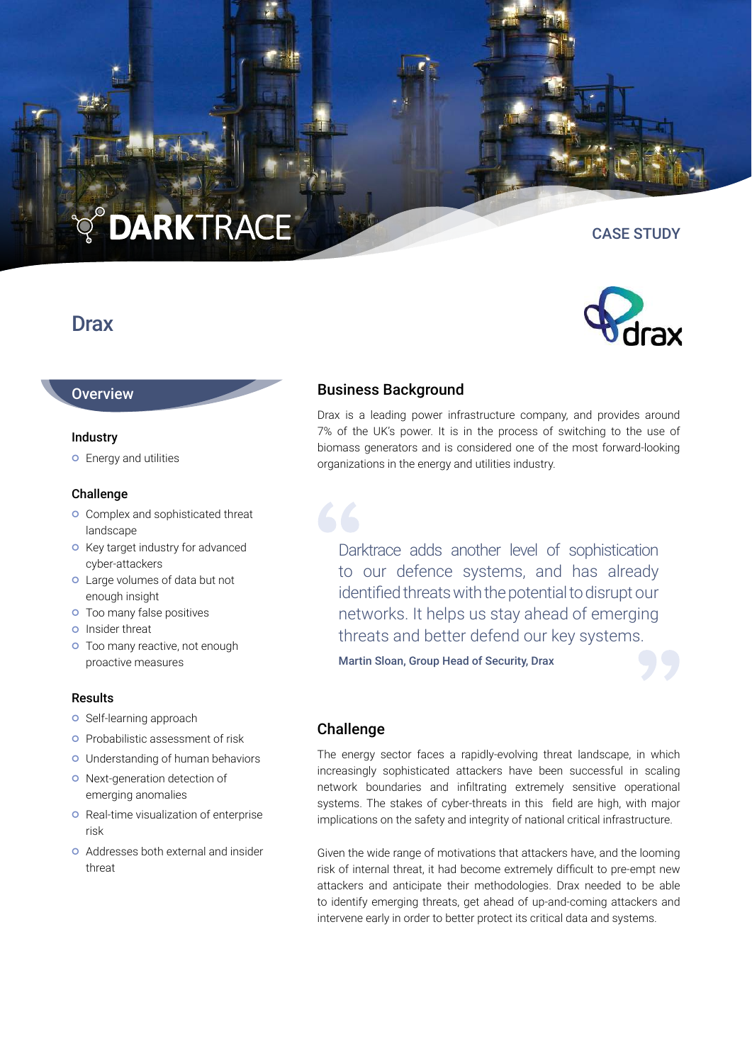DARKTRACE

CASE STUDY

# Drax

## Overview

### Industry

- Energy and utilities

### Challenge

- Complex and sophisticated threat landscape
- Key target industry for advanced cyber-attackers
- Large volumes of data but not enough insight
- Too many false positives
- Insider threat
- Too many reactive, not enough proactive measures

### Results

- Self-learning approach
- Probabilistic assessment of risk
- Understanding of human behaviors
- Next-generation detection of emerging anomalies
- Real-time visualization of enterprise risk
- Addresses both external and insider threat

## Business Background

Drax is a leading power infrastructure company, and provides around 7% of the UK's power. It is in the process of switching to the use of biomass generators and is considered one of the most forward-looking organizations in the energy and utilities industry.

> Darktrace adds another level of sophistication to our defence systems, and has already identified threats with the potential to disrupt our networks. It helps us stay ahead of emerging threats and better defend our key systems.
>
> **Martin Sloan, Group Head of Security, Drax**

## Challenge

The energy sector faces a rapidly-evolving threat landscape, in which increasingly sophisticated attackers have been successful in scaling network boundaries and infiltrating extremely sensitive operational systems. The stakes of cyber-threats in this field are high, with major implications on the safety and integrity of national critical infrastructure.

Given the wide range of motivations that attackers have, and the looming risk of internal threat, it had become extremely difficult to pre-empt new attackers and anticipate their methodologies. Drax needed to be able to identify emerging threats, get ahead of up-and-coming attackers and intervene early in order to better protect its critical data and systems.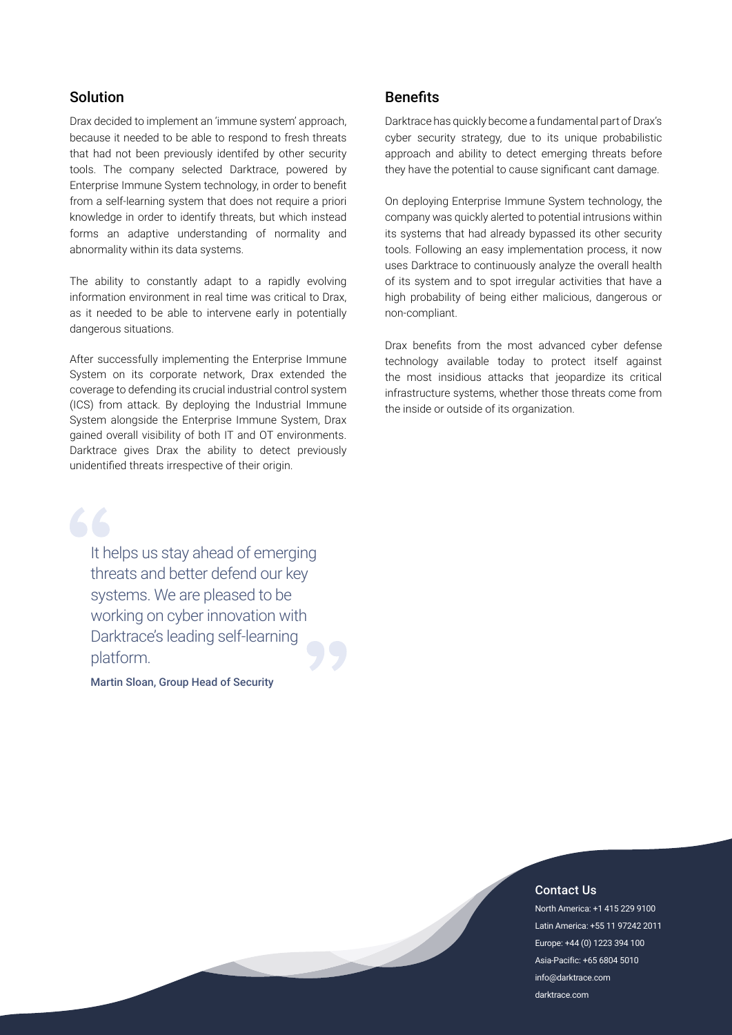## Solution

Drax decided to implement an 'immune system' approach, because it needed to be able to respond to fresh threats that had not been previously identifed by other security tools. The company selected Darktrace, powered by Enterprise Immune System technology, in order to benefit from a self-learning system that does not require a priori knowledge in order to identify threats, but which instead forms an adaptive understanding of normality and abnormality within its data systems.

The ability to constantly adapt to a rapidly evolving information environment in real time was critical to Drax, as it needed to be able to intervene early in potentially dangerous situations.

After successfully implementing the Enterprise Immune System on its corporate network, Drax extended the coverage to defending its crucial industrial control system (ICS) from attack. By deploying the Industrial Immune System alongside the Enterprise Immune System, Drax gained overall visibility of both IT and OT environments. Darktrace gives Drax the ability to detect previously unidentified threats irrespective of their origin.

> It helps us stay ahead of emerging threats and better defend our key systems. We are pleased to be working on cyber innovation with Darktrace's leading self-learning platform.
>
> **Martin Sloan, Group Head of Security**

## Benefits

Darktrace has quickly become a fundamental part of Drax's cyber security strategy, due to its unique probabilistic approach and ability to detect emerging threats before they have the potential to cause significant cant damage.

On deploying Enterprise Immune System technology, the company was quickly alerted to potential intrusions within its systems that had already bypassed its other security tools. Following an easy implementation process, it now uses Darktrace to continuously analyze the overall health of its system and to spot irregular activities that have a high probability of being either malicious, dangerous or non-compliant.

Drax benefits from the most advanced cyber defense technology available today to protect itself against the most insidious attacks that jeopardize its critical infrastructure systems, whether those threats come from the inside or outside of its organization.

### Contact Us

North America: +1 415 229 9100
Latin America: +55 11 97242 2011
Europe: +44 (0) 1223 394 100
Asia-Pacific: +65 6804 5010
info@darktrace.com
darktrace.com